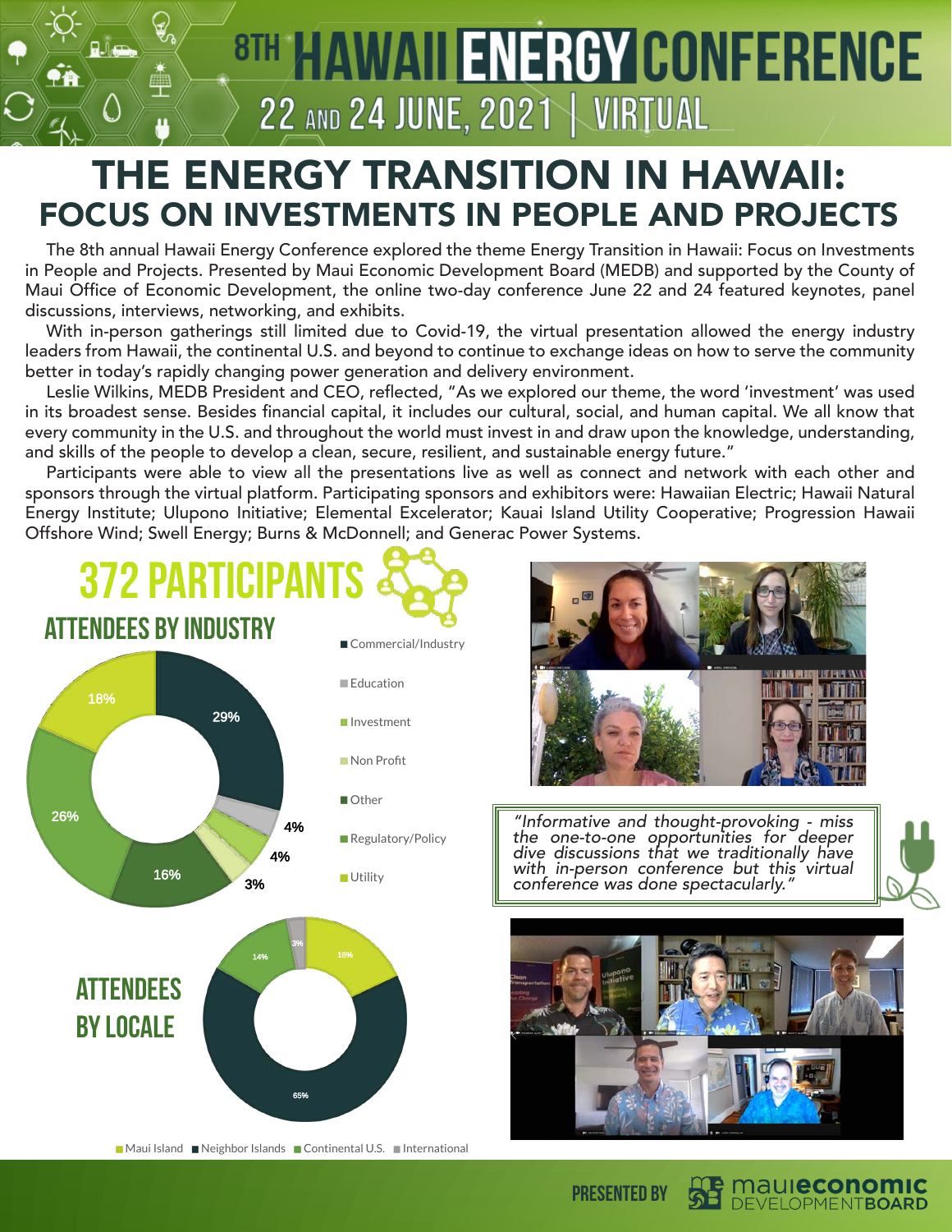# 8TH HAWAII ENERGY CONFERENCE

22 AND 24 JUNE, 2021 | VIRTUAL

# THE ENERGY TRANSITION IN HAWAII:
## FOCUS ON INVESTMENTS IN PEOPLE AND PROJECTS

The 8th annual Hawaii Energy Conference explored the theme Energy Transition in Hawaii: Focus on Investments in People and Projects. Presented by Maui Economic Development Board (MEDB) and supported by the County of Maui Office of Economic Development, the online two-day conference June 22 and 24 featured keynotes, panel discussions, interviews, networking, and exhibits.

With in-person gatherings still limited due to Covid-19, the virtual presentation allowed the energy industry leaders from Hawaii, the continental U.S. and beyond to continue to exchange ideas on how to serve the community better in today's rapidly changing power generation and delivery environment.

Leslie Wilkins, MEDB President and CEO, reflected, "As we explored our theme, the word 'investment' was used in its broadest sense. Besides financial capital, it includes our cultural, social, and human capital. We all know that every community in the U.S. and throughout the world must invest in and draw upon the knowledge, understanding, and skills of the people to develop a clean, secure, resilient, and sustainable energy future."

Participants were able to view all the presentations live as well as connect and network with each other and sponsors through the virtual platform. Participating sponsors and exhibitors were: Hawaiian Electric; Hawaii Natural Energy Institute; Ulupono Initiative; Elemental Excelerator; Kauai Island Utility Cooperative; Progression Hawaii Offshore Wind; Swell Energy; Burns & McDonnell; and Generac Power Systems.

## 372 PARTICIPANTS

### ATTENDEES BY INDUSTRY

| Industry | Percentage |
|---|---|
| Commercial/Industry | 29% |
| Education | 4% |
| Investment | 4% |
| Non Profit | 3% |
| Other | 16% |
| Regulatory/Policy | 26% |
| Utility | 18% |

*"Informative and thought-provoking - miss the one-to-one opportunities for deeper dive discussions that we traditionally have with in-person conference but this virtual conference was done spectacularly."*

### ATTENDEES BY LOCALE

| Locale | Percentage |
|---|---|
| Maui Island | 18% |
| Neighbor Islands | 65% |
| Continental U.S. | 14% |
| International | 3% |

PRESENTED BY maui economic DEVELOPMENT BOARD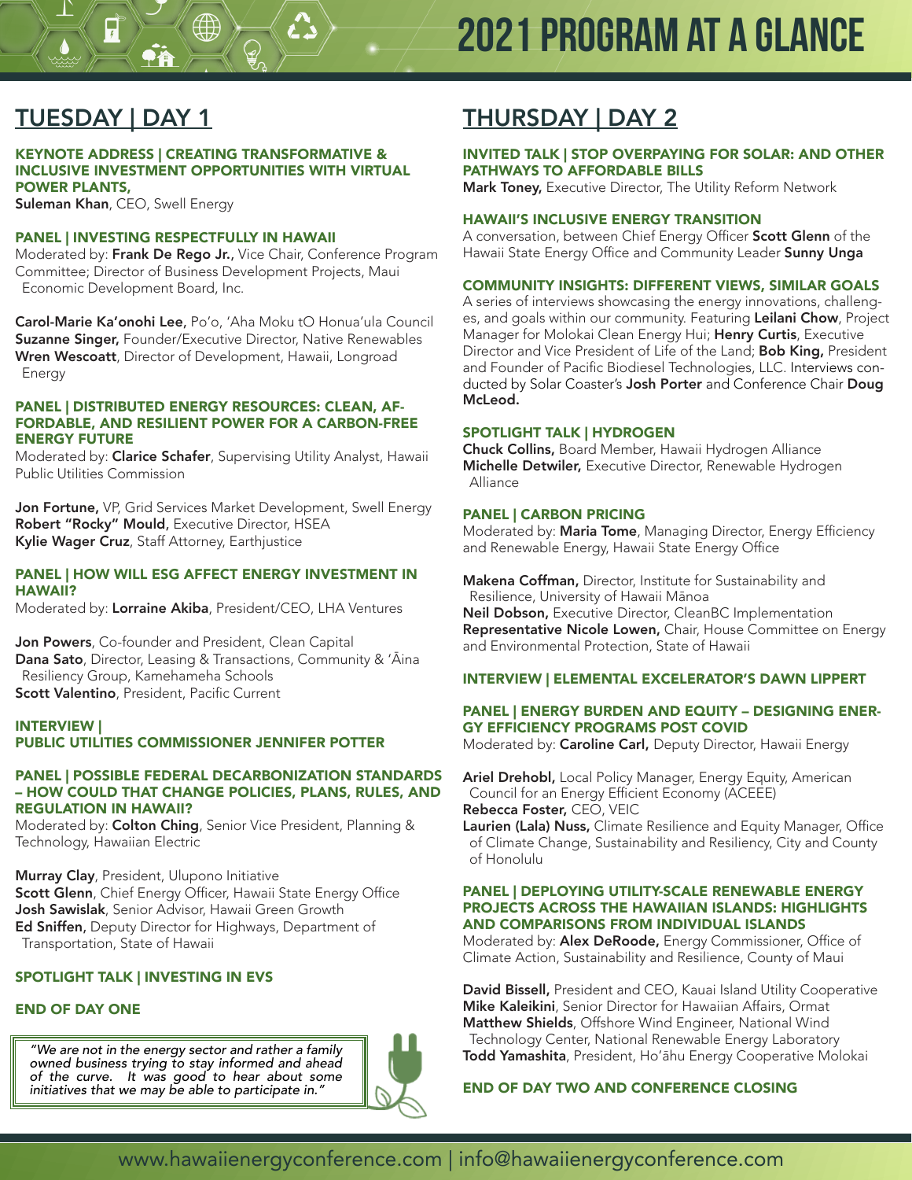# 2021 PROGRAM AT A GLANCE

## TUESDAY | DAY 1

### KEYNOTE ADDRESS | CREATING TRANSFORMATIVE & INCLUSIVE INVESTMENT OPPORTUNITIES WITH VIRTUAL POWER PLANTS,

**Suleman Khan**, CEO, Swell Energy

### PANEL | INVESTING RESPECTFULLY IN HAWAII

Moderated by: **Frank De Rego Jr.,** Vice Chair, Conference Program Committee; Director of Business Development Projects, Maui Economic Development Board, Inc.

**Carol-Marie Ka'onohi Lee**, Po'o, 'Aha Moku tO Honua'ula Council
**Suzanne Singer,** Founder/Executive Director, Native Renewables
**Wren Wescoatt**, Director of Development, Hawaii, Longroad Energy

### PANEL | DISTRIBUTED ENERGY RESOURCES: CLEAN, AFFORDABLE, AND RESILIENT POWER FOR A CARBON-FREE ENERGY FUTURE

Moderated by: **Clarice Schafer**, Supervising Utility Analyst, Hawaii Public Utilities Commission

**Jon Fortune,** VP, Grid Services Market Development, Swell Energy
**Robert "Rocky" Mould,** Executive Director, HSEA
**Kylie Wager Cruz**, Staff Attorney, Earthjustice

### PANEL | HOW WILL ESG AFFECT ENERGY INVESTMENT IN HAWAII?

Moderated by: **Lorraine Akiba**, President/CEO, LHA Ventures

**Jon Powers**, Co-founder and President, Clean Capital
**Dana Sato**, Director, Leasing & Transactions, Community & 'Āina Resiliency Group, Kamehameha Schools
**Scott Valentino**, President, Pacific Current

### INTERVIEW | PUBLIC UTILITIES COMMISSIONER JENNIFER POTTER

### PANEL | POSSIBLE FEDERAL DECARBONIZATION STANDARDS – HOW COULD THAT CHANGE POLICIES, PLANS, RULES, AND REGULATION IN HAWAII?

Moderated by: **Colton Ching**, Senior Vice President, Planning & Technology, Hawaiian Electric

**Murray Clay**, President, Ulupono Initiative
**Scott Glenn**, Chief Energy Officer, Hawaii State Energy Office
**Josh Sawislak**, Senior Advisor, Hawaii Green Growth
**Ed Sniffen**, Deputy Director for Highways, Department of Transportation, State of Hawaii

### SPOTLIGHT TALK | INVESTING IN EVS

### END OF DAY ONE

*"We are not in the energy sector and rather a family owned business trying to stay informed and ahead of the curve. It was good to hear about some initiatives that we may be able to participate in."*

## THURSDAY | DAY 2

### INVITED TALK | STOP OVERPAYING FOR SOLAR: AND OTHER PATHWAYS TO AFFORDABLE BILLS

**Mark Toney,** Executive Director, The Utility Reform Network

### HAWAII'S INCLUSIVE ENERGY TRANSITION

A conversation, between Chief Energy Officer **Scott Glenn** of the Hawaii State Energy Office and Community Leader **Sunny Unga**

### COMMUNITY INSIGHTS: DIFFERENT VIEWS, SIMILAR GOALS

A series of interviews showcasing the energy innovations, challenges, and goals within our community. Featuring **Leilani Chow**, Project Manager for Molokai Clean Energy Hui; **Henry Curtis**, Executive Director and Vice President of Life of the Land; **Bob King,** President and Founder of Pacific Biodiesel Technologies, LLC. Interviews conducted by Solar Coaster's **Josh Porter** and Conference Chair **Doug McLeod.**

### SPOTLIGHT TALK | HYDROGEN

**Chuck Collins,** Board Member, Hawaii Hydrogen Alliance
**Michelle Detwiler,** Executive Director, Renewable Hydrogen Alliance

### PANEL | CARBON PRICING

Moderated by: **Maria Tome**, Managing Director, Energy Efficiency and Renewable Energy, Hawaii State Energy Office

**Makena Coffman,** Director, Institute for Sustainability and Resilience, University of Hawaii Mānoa
**Neil Dobson,** Executive Director, CleanBC Implementation
**Representative Nicole Lowen,** Chair, House Committee on Energy and Environmental Protection, State of Hawaii

### INTERVIEW | ELEMENTAL EXCELERATOR'S DAWN LIPPERT

### PANEL | ENERGY BURDEN AND EQUITY – DESIGNING ENERGY EFFICIENCY PROGRAMS POST COVID

Moderated by: **Caroline Carl,** Deputy Director, Hawaii Energy

**Ariel Drehobl,** Local Policy Manager, Energy Equity, American Council for an Energy Efficient Economy (ACEEE)
**Rebecca Foster,** CEO, VEIC
**Laurien (Lala) Nuss,** Climate Resilience and Equity Manager, Office of Climate Change, Sustainability and Resiliency, City and County of Honolulu

### PANEL | DEPLOYING UTILITY-SCALE RENEWABLE ENERGY PROJECTS ACROSS THE HAWAIIAN ISLANDS: HIGHLIGHTS AND COMPARISONS FROM INDIVIDUAL ISLANDS

Moderated by: **Alex DeRoode,** Energy Commissioner, Office of Climate Action, Sustainability and Resilience, County of Maui

**David Bissell,** President and CEO, Kauai Island Utility Cooperative
**Mike Kaleikini**, Senior Director for Hawaiian Affairs, Ormat
**Matthew Shields**, Offshore Wind Engineer, National Wind Technology Center, National Renewable Energy Laboratory
**Todd Yamashita**, President, Ho'āhu Energy Cooperative Molokai

### END OF DAY TWO AND CONFERENCE CLOSING

www.hawaiienergyconference.com | info@hawaiienergyconference.com